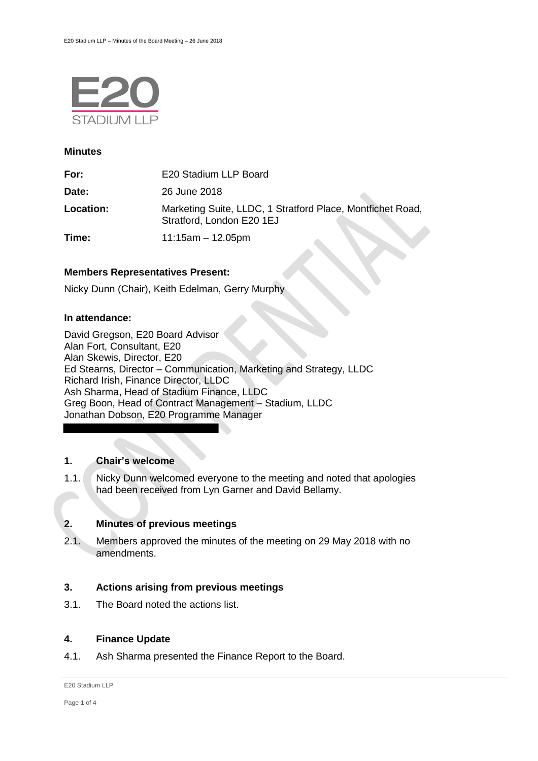**Minutes**

| | |
|---|---|
| **For:** | E20 Stadium LLP Board |
| **Date:** | 26 June 2018 |
| **Location:** | Marketing Suite, LLDC, 1 Stratford Place, Montfichet Road, Stratford, London E20 1EJ |
| **Time:** | 11:15am – 12.05pm |

**Members Representatives Present:**

Nicky Dunn (Chair), Keith Edelman, Gerry Murphy

**In attendance:**

David Gregson, E20 Board Advisor
Alan Fort, Consultant, E20
Alan Skewis, Director, E20
Ed Stearns, Director – Communication, Marketing and Strategy, LLDC
Richard Irish, Finance Director, LLDC
Ash Sharma, Head of Stadium Finance, LLDC
Greg Boon, Head of Contract Management – Stadium, LLDC
Jonathan Dobson, E20 Programme Manager

## 1. Chair's welcome

1.1. Nicky Dunn welcomed everyone to the meeting and noted that apologies had been received from Lyn Garner and David Bellamy.

## 2. Minutes of previous meetings

2.1. Members approved the minutes of the meeting on 29 May 2018 with no amendments.

## 3. Actions arising from previous meetings

3.1. The Board noted the actions list.

## 4. Finance Update

4.1. Ash Sharma presented the Finance Report to the Board.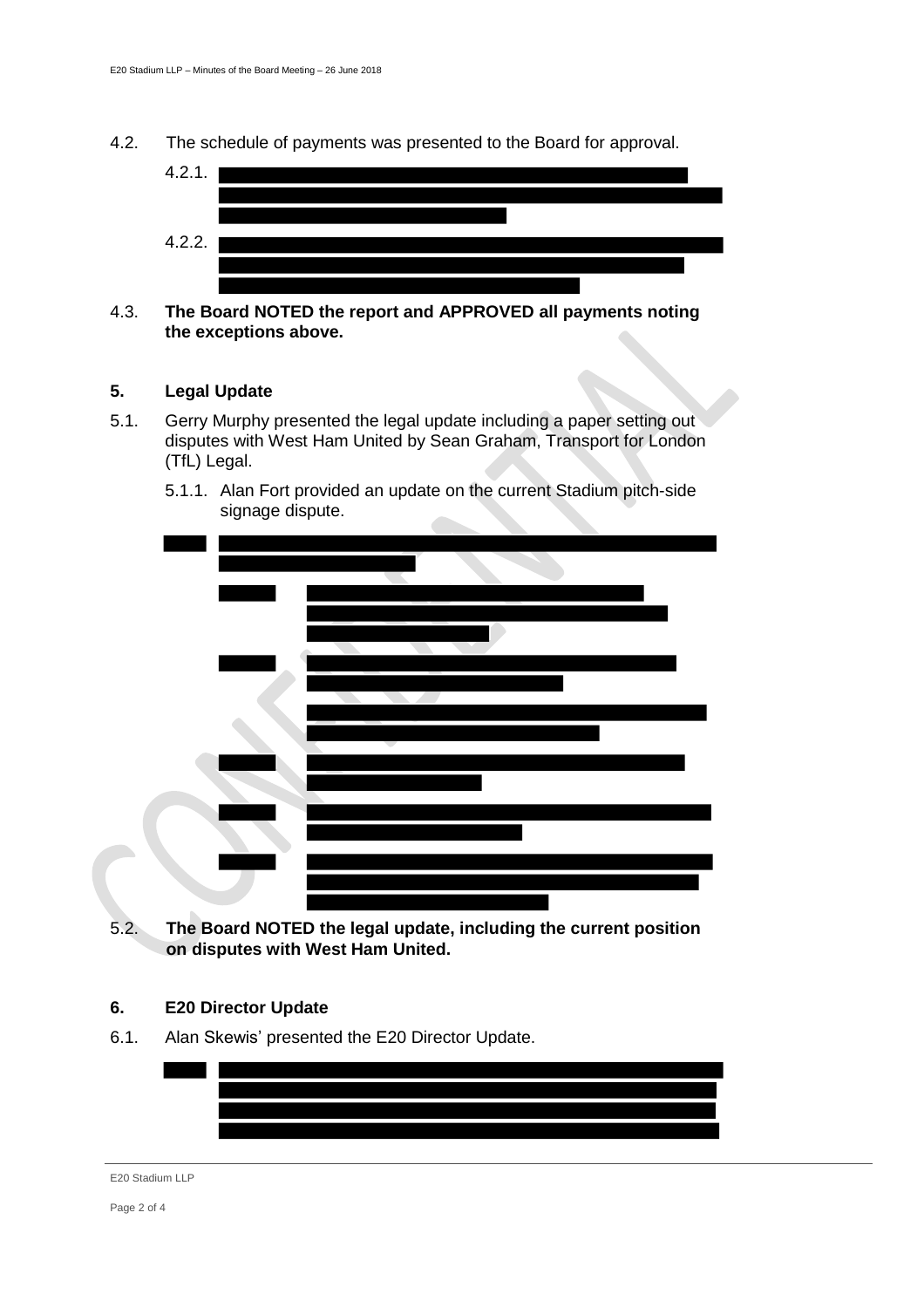4.2. The schedule of payments was presented to the Board for approval.

4.2.1.

4.2.2.

4.3. **The Board NOTED the report and APPROVED all payments noting the exceptions above.**

## 5. Legal Update

5.1. Gerry Murphy presented the legal update including a paper setting out disputes with West Ham United by Sean Graham, Transport for London (TfL) Legal.

5.1.1. Alan Fort provided an update on the current Stadium pitch-side signage dispute.

5.2. **The Board NOTED the legal update, including the current position on disputes with West Ham United.**

## 6. E20 Director Update

6.1. Alan Skewis' presented the E20 Director Update.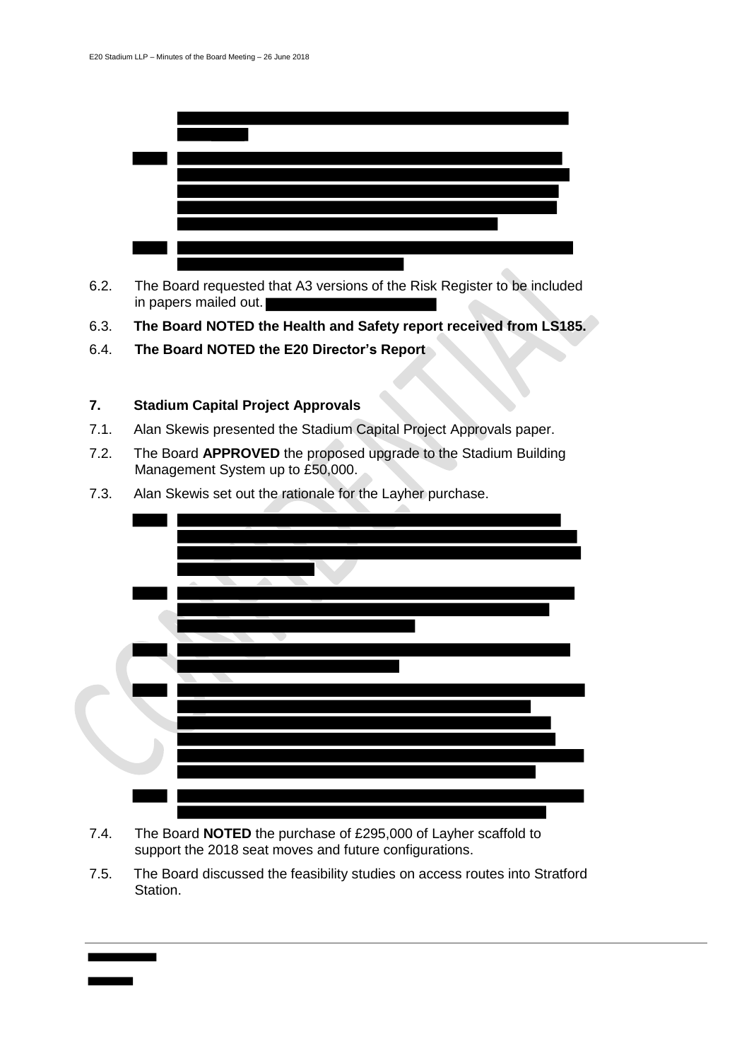6.2. The Board requested that A3 versions of the Risk Register to be included in papers mailed out.

6.3. **The Board NOTED the Health and Safety report received from LS185.**

6.4. **The Board NOTED the E20 Director's Report**

## 7. Stadium Capital Project Approvals

7.1. Alan Skewis presented the Stadium Capital Project Approvals paper.

7.2. The Board **APPROVED** the proposed upgrade to the Stadium Building Management System up to £50,000.

7.3. Alan Skewis set out the rationale for the Layher purchase.

7.4. The Board **NOTED** the purchase of £295,000 of Layher scaffold to support the 2018 seat moves and future configurations.

7.5. The Board discussed the feasibility studies on access routes into Stratford Station.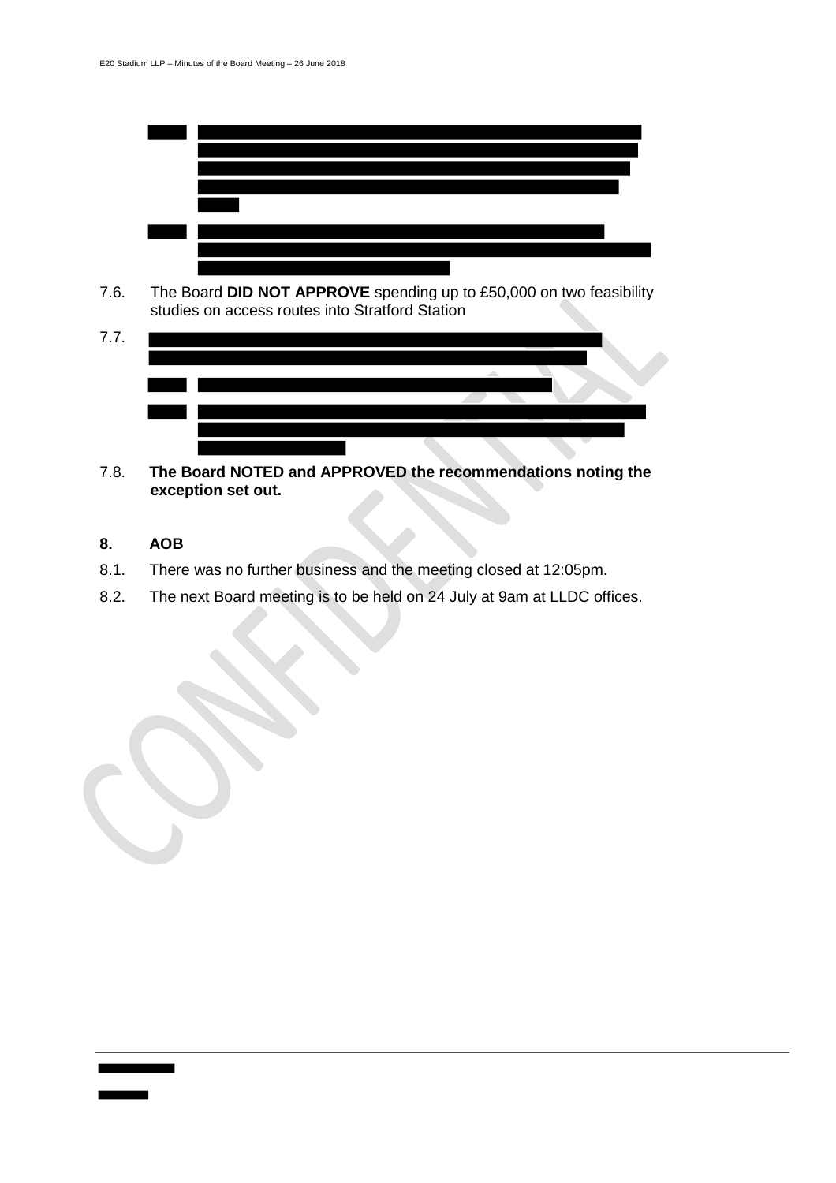7.6. The Board **DID NOT APPROVE** spending up to £50,000 on two feasibility studies on access routes into Stratford Station

7.7.

7.8. **The Board NOTED and APPROVED the recommendations noting the exception set out.**

## 8. AOB

8.1. There was no further business and the meeting closed at 12:05pm.

8.2. The next Board meeting is to be held on 24 July at 9am at LLDC offices.